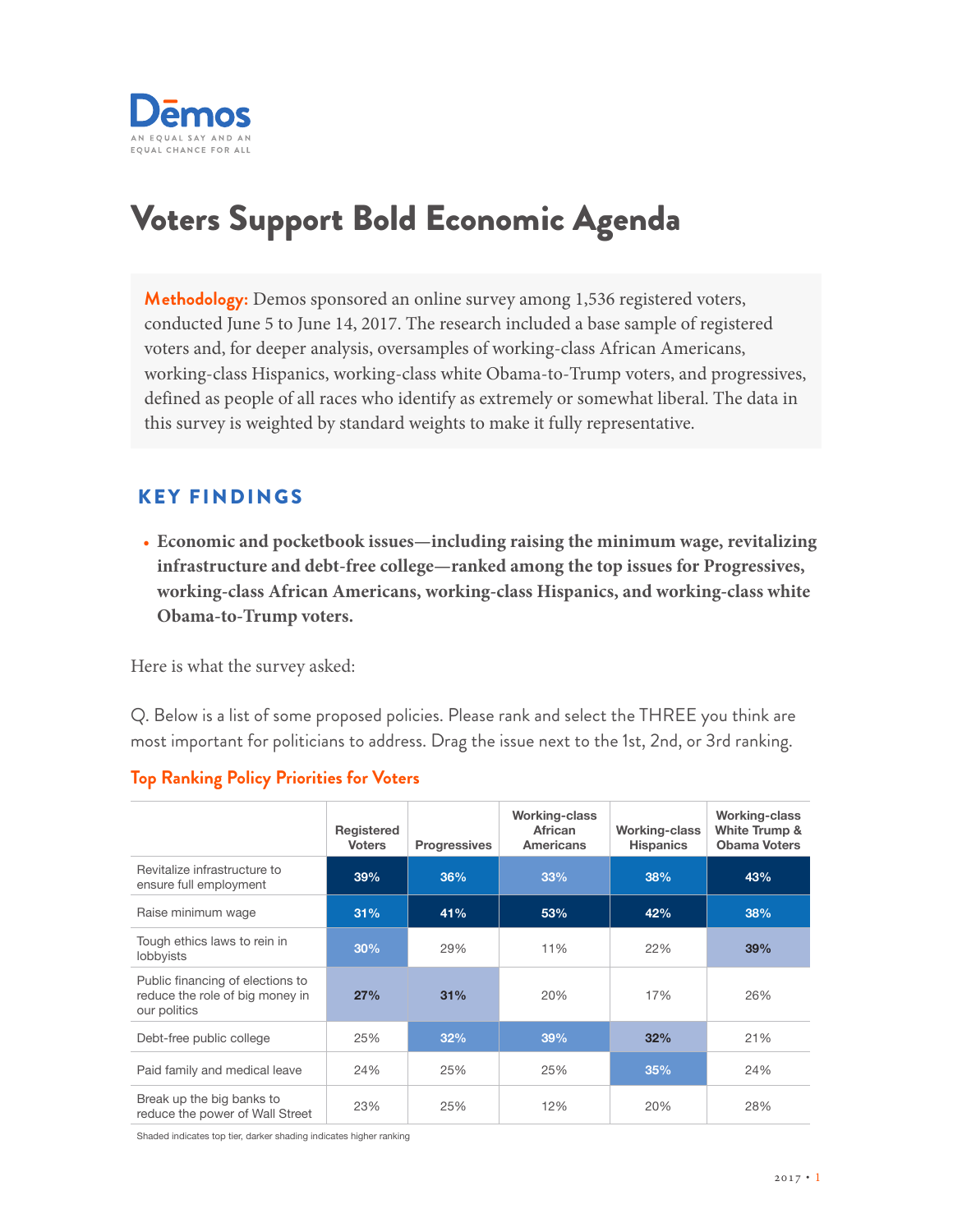# Voters Support Bold Economic Agenda

**Methodology:** Demos sponsored an online survey among 1,536 registered voters, conducted June 5 to June 14, 2017. The research included a base sample of registered voters and, for deeper analysis, oversamples of working-class African Americans, working-class Hispanics, working-class white Obama-to-Trump voters, and progressives, defined as people of all races who identify as extremely or somewhat liberal. The data in this survey is weighted by standard weights to make it fully representative.

## KEY FINDINGS

- **Economic and pocketbook issues—including raising the minimum wage, revitalizing infrastructure and debt-free college—ranked among the top issues for Progressives, working-class African Americans, working-class Hispanics, and working-class white Obama-to-Trump voters.**

Here is what the survey asked:

Q. Below is a list of some proposed policies. Please rank and select the THREE you think are most important for politicians to address. Drag the issue next to the 1st, 2nd, or 3rd ranking.

### Top Ranking Policy Priorities for Voters

| | Registered Voters | Progressives | Working-class African Americans | Working-class Hispanics | Working-class White Trump & Obama Voters |
|---|---|---|---|---|---|
| Revitalize infrastructure to ensure full employment | 39% | 36% | 33% | 38% | 43% |
| Raise minimum wage | 31% | 41% | 53% | 42% | 38% |
| Tough ethics laws to rein in lobbyists | 30% | 29% | 11% | 22% | 39% |
| Public financing of elections to reduce the role of big money in our politics | 27% | 31% | 20% | 17% | 26% |
| Debt-free public college | 25% | 32% | 39% | 32% | 21% |
| Paid family and medical leave | 24% | 25% | 25% | 35% | 24% |
| Break up the big banks to reduce the power of Wall Street | 23% | 25% | 12% | 20% | 28% |

Shaded indicates top tier, darker shading indicates higher ranking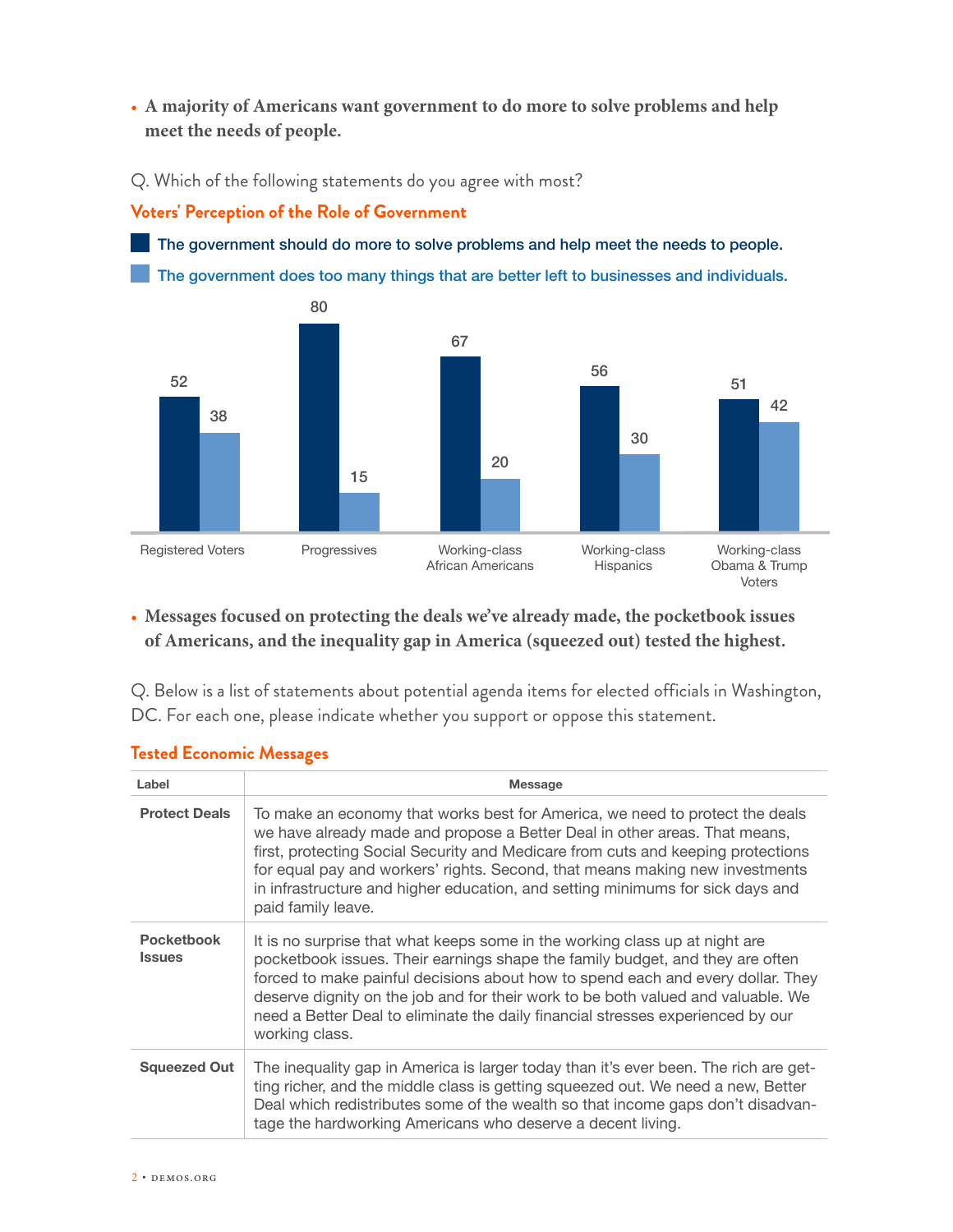- **A majority of Americans want government to do more to solve problems and help meet the needs of people.**

Q. Which of the following statements do you agree with most?

**Voters' Perception of the Role of Government**

| | The government should do more to solve problems and help meet the needs to people. | The government does too many things that are better left to businesses and individuals. |
|---|---|---|
| Registered Voters | 52 | 38 |
| Progressives | 80 | 15 |
| Working-class African Americans | 67 | 20 |
| Working-class Hispanics | 56 | 30 |
| Working-class Obama & Trump Voters | 51 | 42 |

- **Messages focused on protecting the deals we've already made, the pocketbook issues of Americans, and the inequality gap in America (squeezed out) tested the highest.**

Q. Below is a list of statements about potential agenda items for elected officials in Washington, DC. For each one, please indicate whether you support or oppose this statement.

**Tested Economic Messages**

| Label | Message |
|---|---|
| **Protect Deals** | To make an economy that works best for America, we need to protect the deals we have already made and propose a Better Deal in other areas. That means, first, protecting Social Security and Medicare from cuts and keeping protections for equal pay and workers' rights. Second, that means making new investments in infrastructure and higher education, and setting minimums for sick days and paid family leave. |
| **Pocketbook Issues** | It is no surprise that what keeps some in the working class up at night are pocketbook issues. Their earnings shape the family budget, and they are often forced to make painful decisions about how to spend each and every dollar. They deserve dignity on the job and for their work to be both valued and valuable. We need a Better Deal to eliminate the daily financial stresses experienced by our working class. |
| **Squeezed Out** | The inequality gap in America is larger today than it's ever been. The rich are getting richer, and the middle class is getting squeezed out. We need a new, Better Deal which redistributes some of the wealth so that income gaps don't disadvantage the hardworking Americans who deserve a decent living. |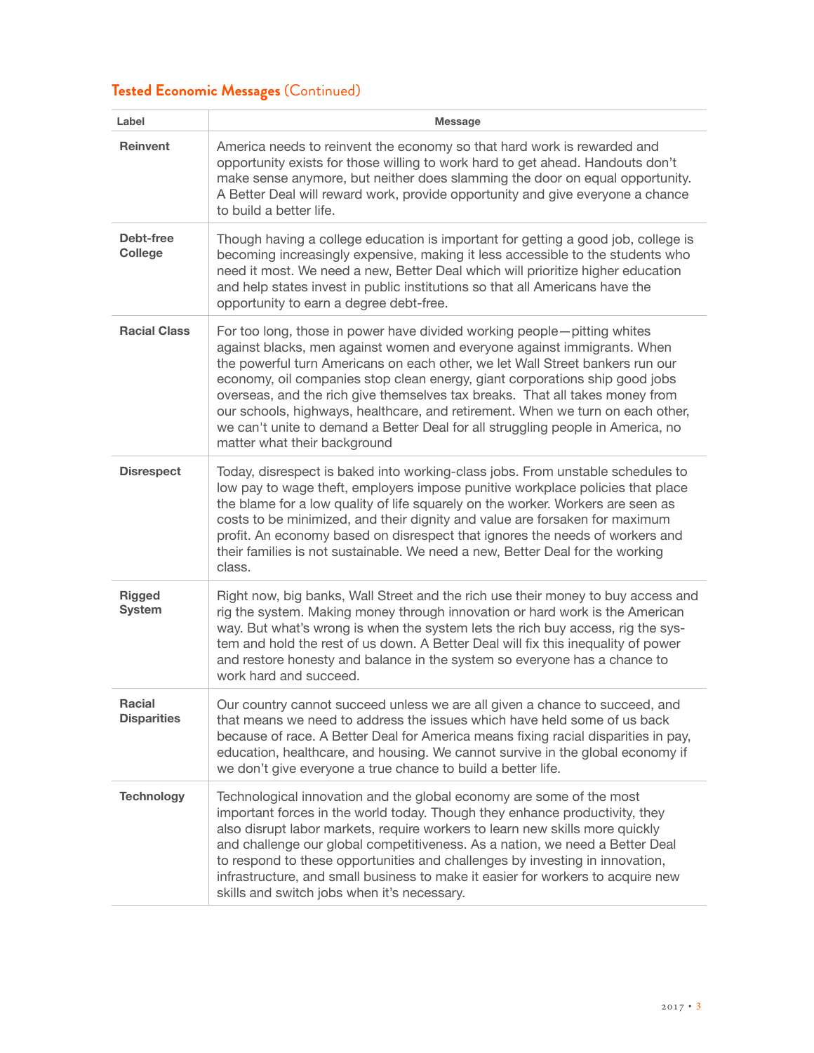## Tested Economic Messages (Continued)

| Label | Message |
| --- | --- |
| **Reinvent** | America needs to reinvent the economy so that hard work is rewarded and opportunity exists for those willing to work hard to get ahead. Handouts don't make sense anymore, but neither does slamming the door on equal opportunity. A Better Deal will reward work, provide opportunity and give everyone a chance to build a better life. |
| **Debt-free College** | Though having a college education is important for getting a good job, college is becoming increasingly expensive, making it less accessible to the students who need it most. We need a new, Better Deal which will prioritize higher education and help states invest in public institutions so that all Americans have the opportunity to earn a degree debt-free. |
| **Racial Class** | For too long, those in power have divided working people—pitting whites against blacks, men against women and everyone against immigrants. When the powerful turn Americans on each other, we let Wall Street bankers run our economy, oil companies stop clean energy, giant corporations ship good jobs overseas, and the rich give themselves tax breaks. That all takes money from our schools, highways, healthcare, and retirement. When we turn on each other, we can't unite to demand a Better Deal for all struggling people in America, no matter what their background |
| **Disrespect** | Today, disrespect is baked into working-class jobs. From unstable schedules to low pay to wage theft, employers impose punitive workplace policies that place the blame for a low quality of life squarely on the worker. Workers are seen as costs to be minimized, and their dignity and value are forsaken for maximum profit. An economy based on disrespect that ignores the needs of workers and their families is not sustainable. We need a new, Better Deal for the working class. |
| **Rigged System** | Right now, big banks, Wall Street and the rich use their money to buy access and rig the system. Making money through innovation or hard work is the American way. But what's wrong is when the system lets the rich buy access, rig the system and hold the rest of us down. A Better Deal will fix this inequality of power and restore honesty and balance in the system so everyone has a chance to work hard and succeed. |
| **Racial Disparities** | Our country cannot succeed unless we are all given a chance to succeed, and that means we need to address the issues which have held some of us back because of race. A Better Deal for America means fixing racial disparities in pay, education, healthcare, and housing. We cannot survive in the global economy if we don't give everyone a true chance to build a better life. |
| **Technology** | Technological innovation and the global economy are some of the most important forces in the world today. Though they enhance productivity, they also disrupt labor markets, require workers to learn new skills more quickly and challenge our global competitiveness. As a nation, we need a Better Deal to respond to these opportunities and challenges by investing in innovation, infrastructure, and small business to make it easier for workers to acquire new skills and switch jobs when it's necessary. |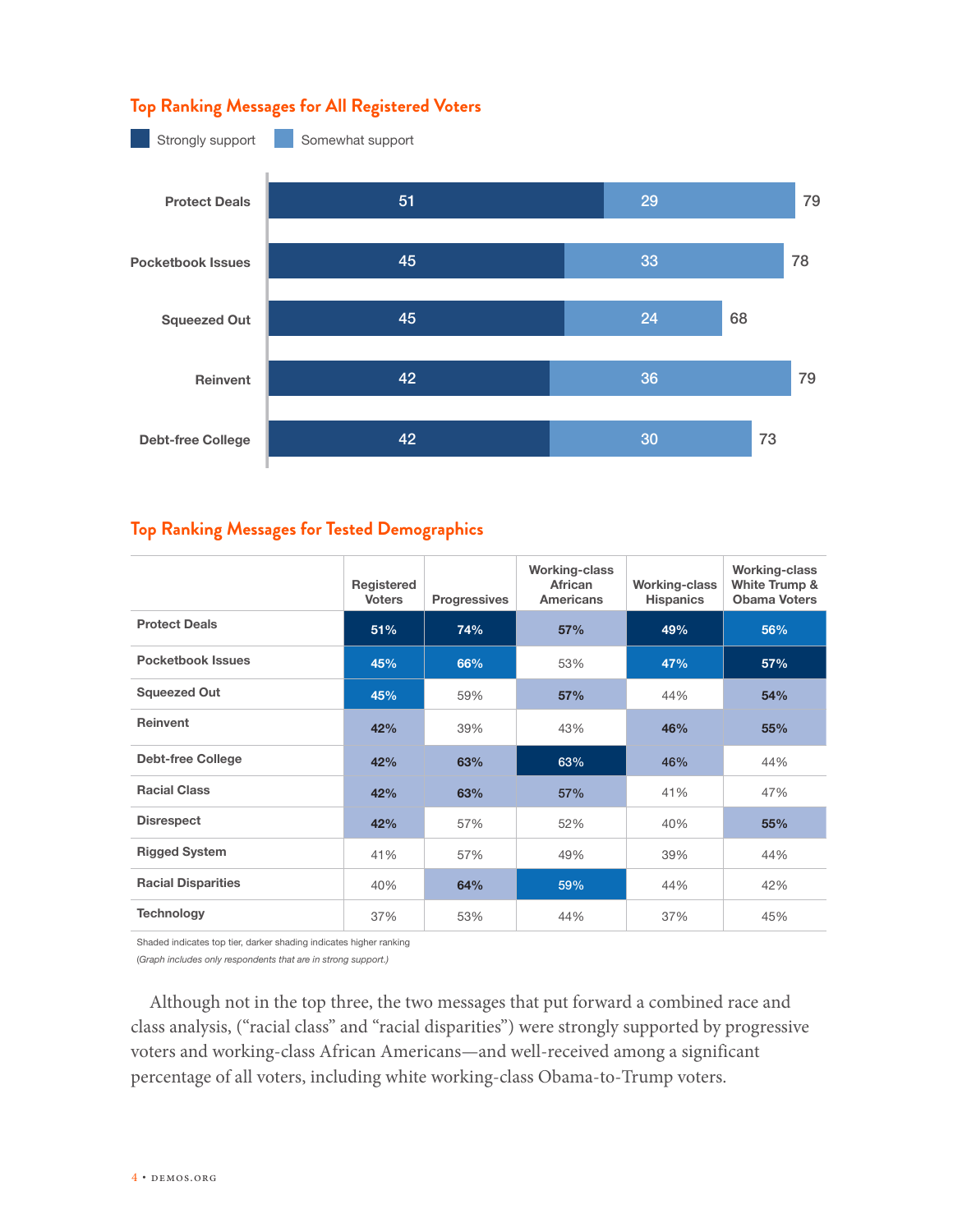## Top Ranking Messages for All Registered Voters

| Message | Strongly support | Somewhat support | Total |
|---|---|---|---|
| Protect Deals | 51 | 29 | 79 |
| Pocketbook Issues | 45 | 33 | 78 |
| Squeezed Out | 45 | 24 | 68 |
| Reinvent | 42 | 36 | 79 |
| Debt-free College | 42 | 30 | 73 |

## Top Ranking Messages for Tested Demographics

| | Registered Voters | Progressives | Working-class African Americans | Working-class Hispanics | Working-class White Trump & Obama Voters |
|---|---|---|---|---|---|
| **Protect Deals** | **51%** | **74%** | **57%** | **49%** | **56%** |
| **Pocketbook Issues** | **45%** | **66%** | 53% | **47%** | **57%** |
| **Squeezed Out** | **45%** | 59% | **57%** | 44% | **54%** |
| **Reinvent** | **42%** | 39% | 43% | **46%** | **55%** |
| **Debt-free College** | **42%** | **63%** | **63%** | **46%** | 44% |
| **Racial Class** | **42%** | **63%** | **57%** | 41% | 47% |
| **Disrespect** | **42%** | 57% | 52% | 40% | **55%** |
| **Rigged System** | 41% | 57% | 49% | 39% | 44% |
| **Racial Disparities** | 40% | **64%** | **59%** | 44% | 42% |
| **Technology** | 37% | 53% | 44% | 37% | 45% |

Shaded indicates top tier, darker shading indicates higher ranking

*(Graph includes only respondents that are in strong support.)*

Although not in the top three, the two messages that put forward a combined race and class analysis, ("racial class" and "racial disparities") were strongly supported by progressive voters and working-class African Americans—and well-received among a significant percentage of all voters, including white working-class Obama-to-Trump voters.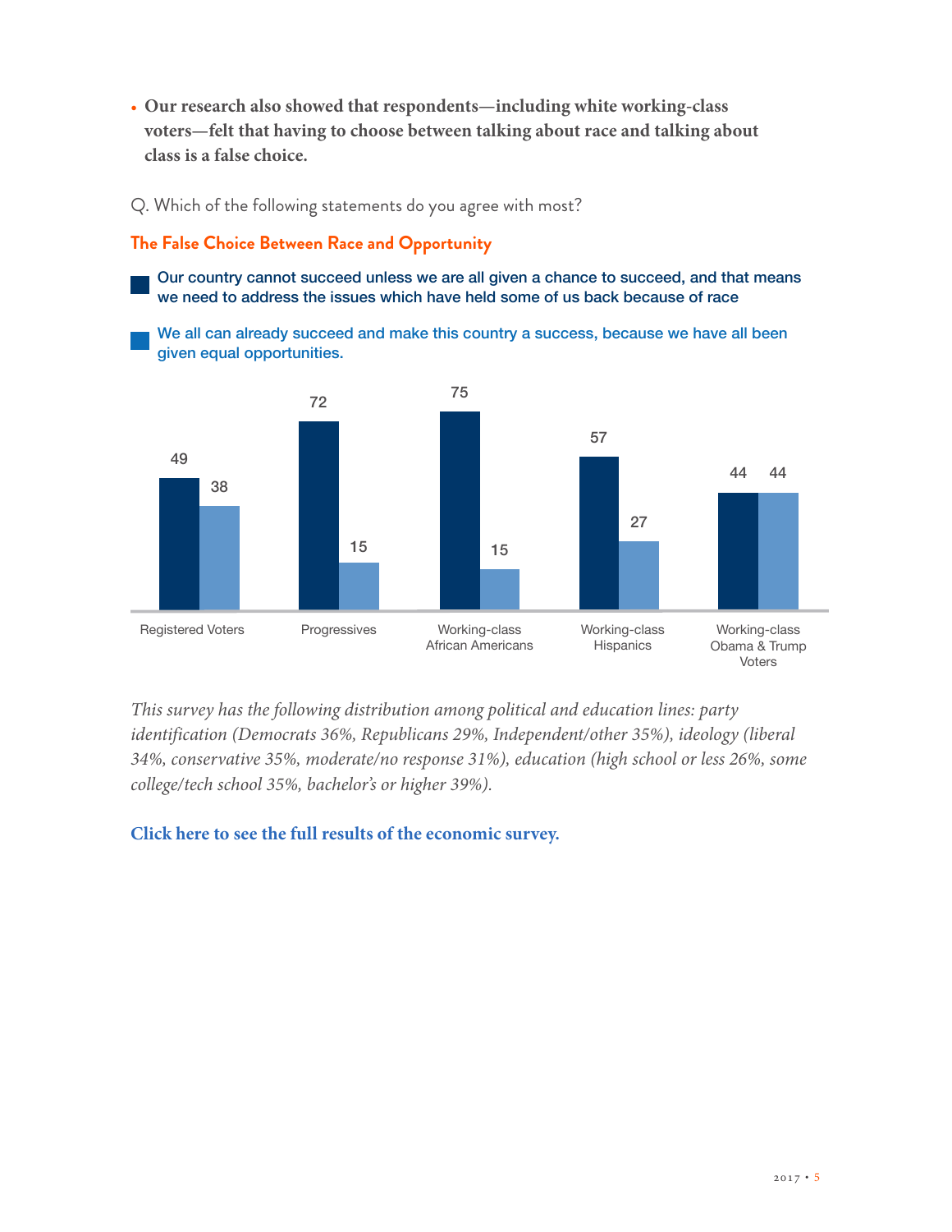- **Our research also showed that respondents—including white working-class voters—felt that having to choose between talking about race and talking about class is a false choice.**

Q. Which of the following statements do you agree with most?

### The False Choice Between Race and Opportunity

Our country cannot succeed unless we are all given a chance to succeed, and that means we need to address the issues which have held some of us back because of race

We all can already succeed and make this country a success, because we have all been given equal opportunities.

49
38
Registered Voters

72
15
Progressives

75
15
Working-class African Americans

57
27
Working-class Hispanics

44
44
Working-class Obama & Trump Voters

*This survey has the following distribution among political and education lines: party identification (Democrats 36%, Republicans 29%, Independent/other 35%), ideology (liberal 34%, conservative 35%, moderate/no response 31%), education (high school or less 26%, some college/tech school 35%, bachelor's or higher 39%).*

**Click here to see the full results of the economic survey.**